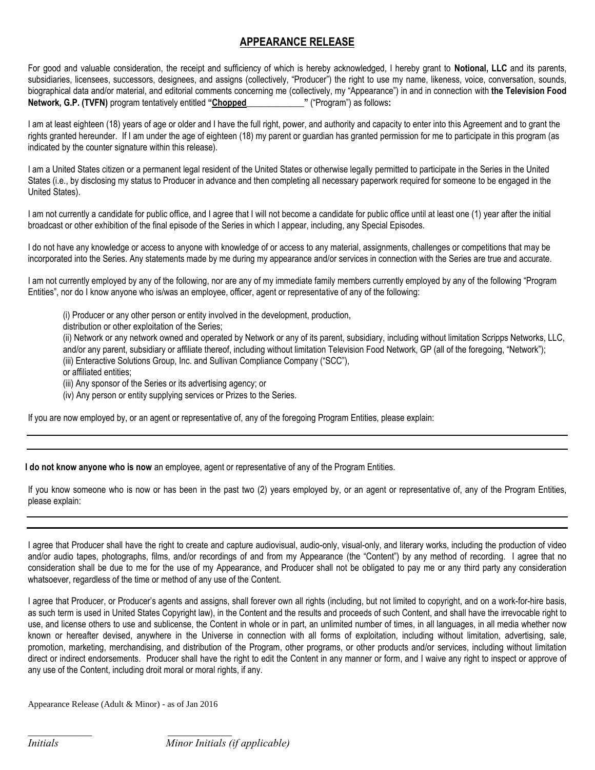## APPEARANCE RELEASE

For good and valuable consideration, the receipt and sufficiency of which is hereby acknowledged, I hereby grant to **Notional, LLC** and its parents, subsidiaries, licensees, successors, designees, and assigns (collectively, "Producer") the right to use my name, likeness, voice, conversation, sounds, biographical data and/or material, and editorial comments concerning me (collectively, my "Appearance") in and in connection with **the Television Food Network, G.P. (TVFN)** program tentatively entitled **"Chopped_____________"** ("Program") as follows**:**

I am at least eighteen (18) years of age or older and I have the full right, power, and authority and capacity to enter into this Agreement and to grant the rights granted hereunder. If I am under the age of eighteen (18) my parent or guardian has granted permission for me to participate in this program (as indicated by the counter signature within this release).

I am a United States citizen or a permanent legal resident of the United States or otherwise legally permitted to participate in the Series in the United States (i.e., by disclosing my status to Producer in advance and then completing all necessary paperwork required for someone to be engaged in the United States).

I am not currently a candidate for public office, and I agree that I will not become a candidate for public office until at least one (1) year after the initial broadcast or other exhibition of the final episode of the Series in which I appear, including, any Special Episodes.

I do not have any knowledge or access to anyone with knowledge of or access to any material, assignments, challenges or competitions that may be incorporated into the Series. Any statements made by me during my appearance and/or services in connection with the Series are true and accurate.

I am not currently employed by any of the following, nor are any of my immediate family members currently employed by any of the following "Program Entities", nor do I know anyone who is/was an employee, officer, agent or representative of any of the following:

(i) Producer or any other person or entity involved in the development, production,
distribution or other exploitation of the Series;
(ii) Network or any network owned and operated by Network or any of its parent, subsidiary, including without limitation Scripps Networks, LLC, and/or any parent, subsidiary or affiliate thereof, including without limitation Television Food Network, GP (all of the foregoing, "Network");
(iii) Enteractive Solutions Group, Inc. and Sullivan Compliance Company ("SCC"),
or affiliated entities;
(iii) Any sponsor of the Series or its advertising agency; or
(iv) Any person or entity supplying services or Prizes to the Series.

If you are now employed by, or an agent or representative of, any of the foregoing Program Entities, please explain:

______________________________________________________________________________

______________________________________________________________________________

**I do not know anyone who is now** an employee, agent or representative of any of the Program Entities.

If you know someone who is now or has been in the past two (2) years employed by, or an agent or representative of, any of the Program Entities, please explain:

______________________________________________________________________________

______________________________________________________________________________

I agree that Producer shall have the right to create and capture audiovisual, audio-only, visual-only, and literary works, including the production of video and/or audio tapes, photographs, films, and/or recordings of and from my Appearance (the "Content") by any method of recording. I agree that no consideration shall be due to me for the use of my Appearance, and Producer shall not be obligated to pay me or any third party any consideration whatsoever, regardless of the time or method of any use of the Content.

I agree that Producer, or Producer's agents and assigns, shall forever own all rights (including, but not limited to copyright, and on a work-for-hire basis, as such term is used in United States Copyright law), in the Content and the results and proceeds of such Content, and shall have the irrevocable right to use, and license others to use and sublicense, the Content in whole or in part, an unlimited number of times, in all languages, in all media whether now known or hereafter devised, anywhere in the Universe in connection with all forms of exploitation, including without limitation, advertising, sale, promotion, marketing, merchandising, and distribution of the Program, other programs, or other products and/or services, including without limitation direct or indirect endorsements. Producer shall have the right to edit the Content in any manner or form, and I waive any right to inspect or approve of any use of the Content, including droit moral or moral rights, if any.

Appearance Release (Adult & Minor) - as of Jan 2016

_____________ _____________
*Initials* *Minor Initials (if applicable)*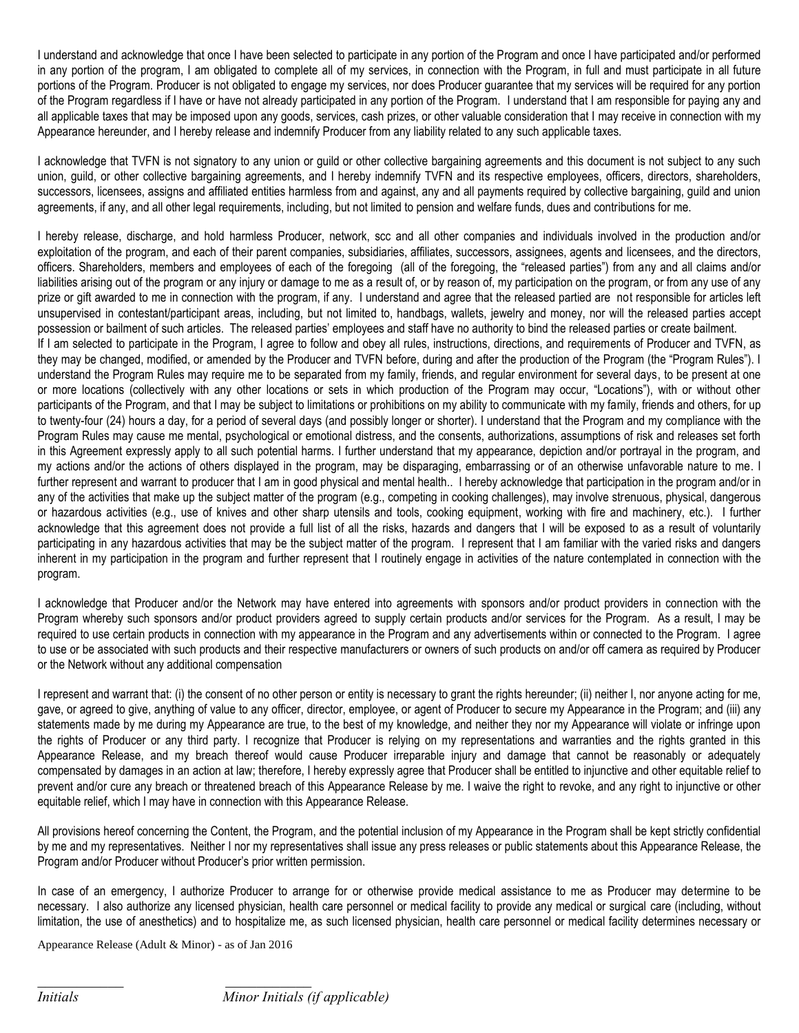I understand and acknowledge that once I have been selected to participate in any portion of the Program and once I have participated and/or performed in any portion of the program, I am obligated to complete all of my services, in connection with the Program, in full and must participate in all future portions of the Program. Producer is not obligated to engage my services, nor does Producer guarantee that my services will be required for any portion of the Program regardless if I have or have not already participated in any portion of the Program. I understand that I am responsible for paying any and all applicable taxes that may be imposed upon any goods, services, cash prizes, or other valuable consideration that I may receive in connection with my Appearance hereunder, and I hereby release and indemnify Producer from any liability related to any such applicable taxes.

I acknowledge that TVFN is not signatory to any union or guild or other collective bargaining agreements and this document is not subject to any such union, guild, or other collective bargaining agreements, and I hereby indemnify TVFN and its respective employees, officers, directors, shareholders, successors, licensees, assigns and affiliated entities harmless from and against, any and all payments required by collective bargaining, guild and union agreements, if any, and all other legal requirements, including, but not limited to pension and welfare funds, dues and contributions for me.

I hereby release, discharge, and hold harmless Producer, network, scc and all other companies and individuals involved in the production and/or exploitation of the program, and each of their parent companies, subsidiaries, affiliates, successors, assignees, agents and licensees, and the directors, officers. Shareholders, members and employees of each of the foregoing (all of the foregoing, the "released parties") from any and all claims and/or liabilities arising out of the program or any injury or damage to me as a result of, or by reason of, my participation on the program, or from any use of any prize or gift awarded to me in connection with the program, if any. I understand and agree that the released partied are not responsible for articles left unsupervised in contestant/participant areas, including, but not limited to, handbags, wallets, jewelry and money, nor will the released parties accept possession or bailment of such articles. The released parties' employees and staff have no authority to bind the released parties or create bailment.
If I am selected to participate in the Program, I agree to follow and obey all rules, instructions, directions, and requirements of Producer and TVFN, as they may be changed, modified, or amended by the Producer and TVFN before, during and after the production of the Program (the "Program Rules"). I understand the Program Rules may require me to be separated from my family, friends, and regular environment for several days, to be present at one or more locations (collectively with any other locations or sets in which production of the Program may occur, "Locations"), with or without other participants of the Program, and that I may be subject to limitations or prohibitions on my ability to communicate with my family, friends and others, for up to twenty-four (24) hours a day, for a period of several days (and possibly longer or shorter). I understand that the Program and my compliance with the Program Rules may cause me mental, psychological or emotional distress, and the consents, authorizations, assumptions of risk and releases set forth in this Agreement expressly apply to all such potential harms. I further understand that my appearance, depiction and/or portrayal in the program, and my actions and/or the actions of others displayed in the program, may be disparaging, embarrassing or of an otherwise unfavorable nature to me. I further represent and warrant to producer that I am in good physical and mental health.. I hereby acknowledge that participation in the program and/or in any of the activities that make up the subject matter of the program (e.g., competing in cooking challenges), may involve strenuous, physical, dangerous or hazardous activities (e.g., use of knives and other sharp utensils and tools, cooking equipment, working with fire and machinery, etc.). I further acknowledge that this agreement does not provide a full list of all the risks, hazards and dangers that I will be exposed to as a result of voluntarily participating in any hazardous activities that may be the subject matter of the program. I represent that I am familiar with the varied risks and dangers inherent in my participation in the program and further represent that I routinely engage in activities of the nature contemplated in connection with the program.

I acknowledge that Producer and/or the Network may have entered into agreements with sponsors and/or product providers in connection with the Program whereby such sponsors and/or product providers agreed to supply certain products and/or services for the Program. As a result, I may be required to use certain products in connection with my appearance in the Program and any advertisements within or connected to the Program. I agree to use or be associated with such products and their respective manufacturers or owners of such products on and/or off camera as required by Producer or the Network without any additional compensation

I represent and warrant that: (i) the consent of no other person or entity is necessary to grant the rights hereunder; (ii) neither I, nor anyone acting for me, gave, or agreed to give, anything of value to any officer, director, employee, or agent of Producer to secure my Appearance in the Program; and (iii) any statements made by me during my Appearance are true, to the best of my knowledge, and neither they nor my Appearance will violate or infringe upon the rights of Producer or any third party. I recognize that Producer is relying on my representations and warranties and the rights granted in this Appearance Release, and my breach thereof would cause Producer irreparable injury and damage that cannot be reasonably or adequately compensated by damages in an action at law; therefore, I hereby expressly agree that Producer shall be entitled to injunctive and other equitable relief to prevent and/or cure any breach or threatened breach of this Appearance Release by me. I waive the right to revoke, and any right to injunctive or other equitable relief, which I may have in connection with this Appearance Release.

All provisions hereof concerning the Content, the Program, and the potential inclusion of my Appearance in the Program shall be kept strictly confidential by me and my representatives. Neither I nor my representatives shall issue any press releases or public statements about this Appearance Release, the Program and/or Producer without Producer's prior written permission.

In case of an emergency, I authorize Producer to arrange for or otherwise provide medical assistance to me as Producer may determine to be necessary. I also authorize any licensed physician, health care personnel or medical facility to provide any medical or surgical care (including, without limitation, the use of anesthetics) and to hospitalize me, as such licensed physician, health care personnel or medical facility determines necessary or

Appearance Release (Adult & Minor) - as of Jan 2016

*Initials* \_\_\_\_\_\_\_\_\_\_\_\_ *Minor Initials (if applicable)* \_\_\_\_\_\_\_\_\_\_\_\_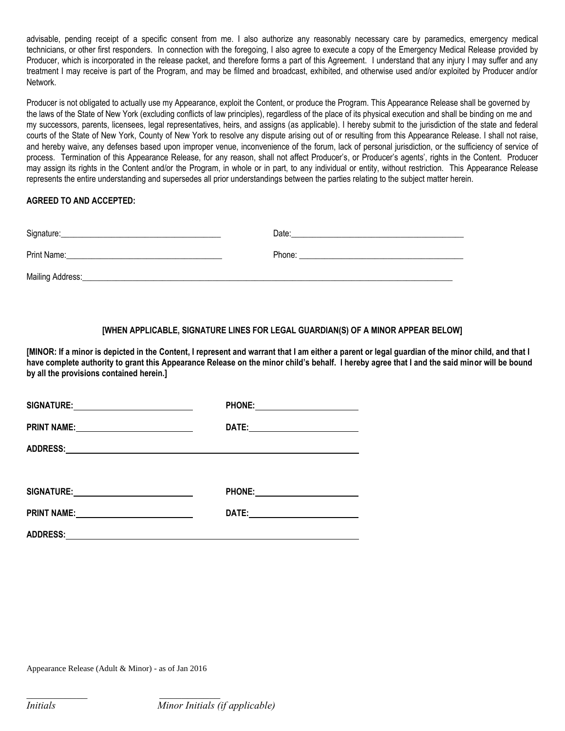advisable, pending receipt of a specific consent from me. I also authorize any reasonably necessary care by paramedics, emergency medical technicians, or other first responders. In connection with the foregoing, I also agree to execute a copy of the Emergency Medical Release provided by Producer, which is incorporated in the release packet, and therefore forms a part of this Agreement. I understand that any injury I may suffer and any treatment I may receive is part of the Program, and may be filmed and broadcast, exhibited, and otherwise used and/or exploited by Producer and/or Network.

Producer is not obligated to actually use my Appearance, exploit the Content, or produce the Program. This Appearance Release shall be governed by the laws of the State of New York (excluding conflicts of law principles), regardless of the place of its physical execution and shall be binding on me and my successors, parents, licensees, legal representatives, heirs, and assigns (as applicable). I hereby submit to the jurisdiction of the state and federal courts of the State of New York, County of New York to resolve any dispute arising out of or resulting from this Appearance Release. I shall not raise, and hereby waive, any defenses based upon improper venue, inconvenience of the forum, lack of personal jurisdiction, or the sufficiency of service of process. Termination of this Appearance Release, for any reason, shall not affect Producer's, or Producer's agents', rights in the Content. Producer may assign its rights in the Content and/or the Program, in whole or in part, to any individual or entity, without restriction. This Appearance Release represents the entire understanding and supersedes all prior understandings between the parties relating to the subject matter herein.

**AGREED TO AND ACCEPTED:**

Signature:_____________________________________ Date:_________________________________________

Print Name:____________________________________ Phone: ______________________________________

Mailing Address:______________________________________________________________________________________

**[WHEN APPLICABLE, SIGNATURE LINES FOR LEGAL GUARDIAN(S) OF A MINOR APPEAR BELOW]**

**[MINOR: If a minor is depicted in the Content, I represent and warrant that I am either a parent or legal guardian of the minor child, and that I have complete authority to grant this Appearance Release on the minor child's behalf. I hereby agree that I and the said minor will be bound by all the provisions contained herein.]**

**SIGNATURE:**___________________________ **PHONE:**_______________________

**PRINT NAME:**__________________________ **DATE:**________________________

**ADDRESS:**_____________________________________________________________

**SIGNATURE:**___________________________ **PHONE:**_______________________

**PRINT NAME:**__________________________ **DATE:**________________________

**ADDRESS:**_____________________________________________________________

Appearance Release (Adult & Minor) - as of Jan 2016

_____________ _____________

*Initials* *Minor Initials (if applicable)*